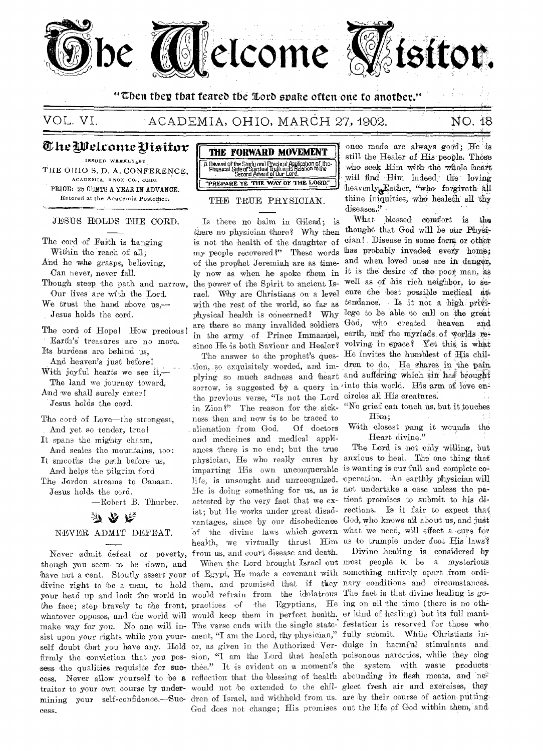# The Welcome Visitor.

"Then they that feared the Lord spake often one to another."

VOL. VI. ACADEMIA, OHIO, MARCH 27, 1902. NO. 18

## The Welcome Visitor

ISSUED WEEKLY BY
THE OHIO S. D. A. CONFERENCE,
ACADEMIA, KNOX CO., OHIO,
PRICE: 25 CENTS A YEAR IN ADVANCE.
Entered at the Academia Postoffice.

### JESUS HOLDS THE CORD.

The cord of Faith is hanging
Within the reach of all;
And he who grasps, believing,
Can never, never fall.
Though steep the path and narrow,
Our lives are with the Lord.
We trust the hand above us,—
Jesus holds the cord.

The cord of Hope! How precious!
Earth's treasures are no more.
Its burdens are behind us,
And heaven's just before!
With joyful hearts we see it,—
The land we journey toward,
And we shall surely enter!
Jesus holds the cord.

The cord of Love—the strongest,
And yet so tender, true!
It spans the mighty chasm,
And scales the mountains, too:
It smooths the path before us,
And helps the pilgrim ford
The Jordon streams to Canaan.
Jesus holds the cord.

—Robert B. Thurber.

### NEVER ADMIT DEFEAT.

Never admit defeat or poverty, though you seem to be down, and have not a cent. Stoutly assert your divine right to be a man, to hold your head up and look the world in the face; step bravely to the front, whatever opposes, and the world will make way for you. No one will insist upon your rights while you yourself doubt that you have any. Hold firmly the conviction that you possess the qualities requisite for success. Never allow yourself to be a traitor to your own course by undermining your self-confidence.—Success.

**THE FORWARD MOVEMENT**
A Revival of the Study and Practical Application of the Physical Side of Spiritual Truth in its Relation to the Second Advent of Our Lord.
"PREPARE YE THE WAY OF THE LORD."

### THE TRUE PHYSICIAN.

Is there no balm in Gilead; is there no physician there? Why then is not the health of the daughter of my people recovered?" These words of the prophet Jeremiah are as timely now as when he spoke them in the power of the Spirit to ancient Israel. Why are Christians on a level with the rest of the world, so far as physical health is concerned? Why are there so many invalided soldiers in the army of Prince Immanuel, since He is both Saviour and Healer?

The answer to the prophet's question, so exquisitely worded, and implying so much sadness and heart sorrow, is suggested by a query in the previous verse, "Is not the Lord in Zion?" The reason for the sickness then and now is to be traced to alienation from God. Of doctors and medicines and medical appliances there is no end; but the true physician, He who really cures by imparting His own unconquerable life, is unsought and unrecognized. He is doing something for us, as is attested by the very fact that we exist; but He works under great disadvantages, since by our disobedience of the divine laws which govern health, we virtually thrust Him from us, and court disease and death.

When the Lord brought Israel out of Egypt, He made a covenant with them, and promised that if they would refrain from the idolatrous practices of the Egyptians, He would keep them in perfect health. The verse ends with the single statement, "I am the Lord, thy physician," or, as given in the Authorized Version, "I am the Lord that healeth thee." It is evident on a moment's reflection that the blessing of health would not be extended to the children of Israel, and withheld from us. God does not change; His promises once made are always good; He is still the Healer of His people. Those who seek Him with the whole heart will find Him indeed the loving heavenly Father, "who forgiveth all thine iniquities, who healeth all thy diseases."

What blessed comfort is the thought that God will be our Physician! Disease in some form or other has probably invaded every home; and when loved ones are in danger, it is the desire of the poor man, as well as of his rich neighbor, to secure the best possible medical attendance. Is it not a high privilege to be able to call on the great God, who created heaven and earth, and the myriads of worlds revolving in space? Yet this is what He invites the humblest of His children to do. He shares in the pain and suffering which sin has brought into this world. His arm of love encircles all His creatures.

"No grief can touch us, but it touches
Him;
With closest pang it wounds the
Heart divine."

The Lord is not only willing, but anxious to heal. The one thing that is wanting is our full and complete co-operation. An earthly physician will not undertake a case unless the patient promises to submit to his directions. Is it fair to expect that God, who knows all about us, and just what we need, will effect a cure for us to trample under foot His laws?

Divine healing is considered by most people to be a mysterious something entirely apart from ordinary conditions and circumstances. The fact is that divine healing is going on all the time (there is no other kind of healing) but its full manifestation is reserved for those who fully submit. While Christians indulge in harmful stimulants and poisonous narcotics, while they clog the system with waste products abounding in flesh meats, and neglect fresh air and exercises, they are by their course of action putting out the life of God within them, and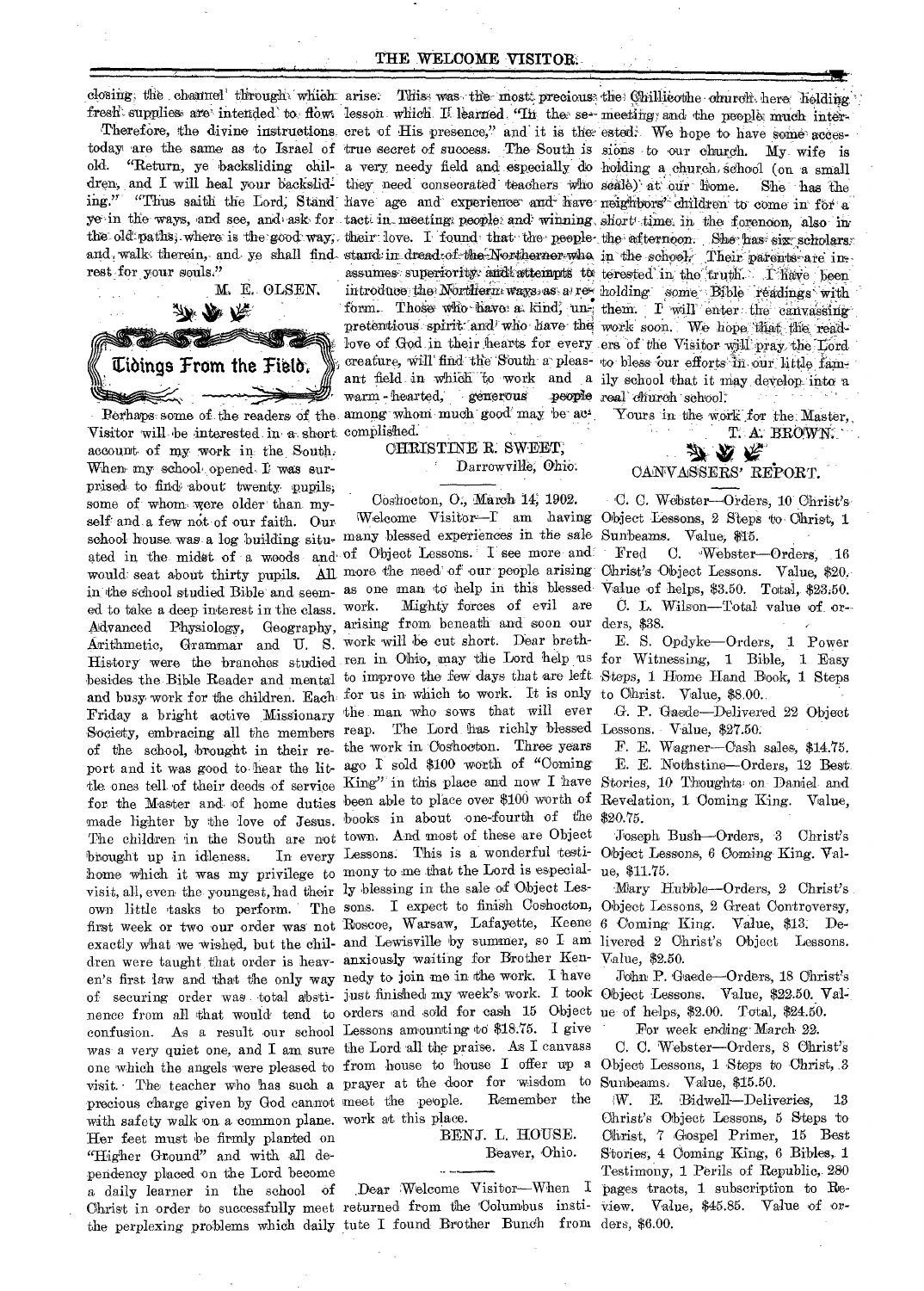closing the channel through which fresh supplies are intended to flow. Therefore, the divine instructions today are the same as to Israel of old. "Return, ye backsliding children, and I will heal your backsliding." "Thus saith the Lord, Stand ye in the ways, and see, and ask for the old paths, where is the good way, and walk therein, and ye shall find rest for your souls."

M. E. OLSEN.

## Tidings From the Field.

Perhaps some of the readers of the Visitor will be interested in a short account of my work in the South. When my school opened I was surprised to find about twenty pupils, some of whom were older than myself and a few not of our faith. Our school house was a log building situated in the midst of a woods and would seat about thirty pupils. All in the school studied Bible and seemed to take a deep interest in the class. Advanced Physiology, Geography, Arithmetic, Grammar and U. S. History were the branches studied besides the Bible Reader and mental and busy work for the children. Each Friday a bright active Missionary Society, embracing all the members of the school, brought in their report and it was good to hear the little ones tell of their deeds of service for the Master and of home duties made lighter by the love of Jesus. The children in the South are not brought up in idleness. In every home which it was my privilege to visit, all, even the youngest, had their own little tasks to perform. The first week or two our order was not exactly what we wished, but the children were taught that order is heaven's first law and that the only way of securing order was total abstinence from all that would tend to confusion. As a result our school was a very quiet one, and I am sure one which the angels were pleased to visit. The teacher who has such a precious charge given by God cannot with safety walk on a common plane. Her feet must be firmly planted on "Higher Ground" and with all dependency placed on the Lord become a daily learner in the school of Christ in order to successfully meet the perplexing problems which daily arise. This was the most precious lesson which I learned. "In the secret of His presence," and it is the true secret of success. The South is a very needy field and especially do they need consecrated teachers who have age and experience and have tact in meeting people and winning their love. I found that the people stand in dread of the Northerner who assumes superiority and attempts to introduce the Northern ways as a reform. Those who have a kind, unpretentious spirit and who have the love of God in their hearts for every creature, will find the South a pleasant field in which to work and a warm-hearted, generous people among whom much good may be accomplished.

CHRISTINE R. SWEET,
Darrowville, Ohio.

Coshocton, O., March 14, 1902.

Welcome Visitor—I am having many blessed experiences in the sale of Object Lessons. I see more and more the need of our people arising as one man to help in this blessed work. Mighty forces of evil are arising from beneath and soon our work will be cut short. Dear brethren in Ohio, may the Lord help us to improve the few days that are left for us in which to work. It is only the man who sows that will ever reap. The Lord has richly blessed the work in Coshocton. Three years ago I sold $100 worth of "Coming King" in this place and now I have been able to place over $100 worth of books in about one-fourth of the town. And most of these are Object Lessons. This is a wonderful testimony to me that the Lord is especially blessing in the sale of Object Lessons. I expect to finish Coshocton, Roscoe, Warsaw, Lafayette, Keene and Lewisville by summer, so I am anxiously waiting for Brother Kennedy to join me in the work. I have just finished my week's work. I took orders and sold for cash 15 Object Lessons amounting to $18.75. I give the Lord all the praise. As I canvass from house to house I offer up a prayer at the door for wisdom to meet the people. Remember the work at this place.

BENJ. L. HOUSE.
Beaver, Ohio.

Dear Welcome Visitor—When I returned from the Columbus institute I found Brother Bunch from the Chillicothe church here holding meeting and the people much interested. We hope to have some accessions to our church. My wife is holding a church school (on a small scale) at our home. She has the neighbors' children to come in for a short time in the forenoon, also in the afternoon. She has six scholars in the school. Their parents are interested in the truth. I have been holding some Bible readings with them. I will enter the canvassing work soon. We hope that the readers of the Visitor will pray the Lord to bless our efforts in our little family school that it may develop into a real church school.

Yours in the work for the Master,
T. A. BROWN.

## CANVASSERS' REPORT.

C. C. Webster—Orders, 10 Christ's Object Lessons, 2 Steps to Christ, 1 Sunbeams. Value, $15.

Fred C. Webster—Orders, 16 Christ's Object Lessons. Value, $20. Value of helps, $3.50. Total, $23.50.

C. L. Wilson—Total value of orders, $38.

E. S. Opdyke—Orders, 1 Power for Witnessing, 1 Bible, 1 Easy Steps, 1 Home Hand Book, 1 Steps to Christ. Value, $8.00.

G. P. Gaede—Delivered 22 Object Lessons. Value, $27.50.

F. E. Wagner—Cash sales, $14.75.

E. E. Nothstine—Orders, 12 Best Stories, 10 Thoughts on Daniel and Revelation, 1 Coming King. Value, $20.75.

Joseph Bush—Orders, 3 Christ's Object Lessons, 6 Coming King. Value, $11.75.

Mary Hubble—Orders, 2 Christ's Object Lessons, 2 Great Controversy, 6 Coming King. Value, $13. Delivered 2 Christ's Object Lessons. Value, $2.50.

John P. Gaede—Orders, 18 Christ's Object Lessons. Value, $22.50. Value of helps, $2.00. Total, $24.50.

For week ending March 22.

C. C. Webster—Orders, 8 Christ's Object Lessons, 1 Steps to Christ, 3 Sunbeams. Value, $15.50.

W. E. Bidwell—Deliveries, 13 Christ's Object Lessons, 5 Steps to Christ, 7 Gospel Primer, 15 Best Stories, 4 Coming King, 6 Bibles, 1 Testimony, 1 Perils of Republic, 280 pages tracts, 1 subscription to Review. Value, $45.85. Value of orders, $6.00.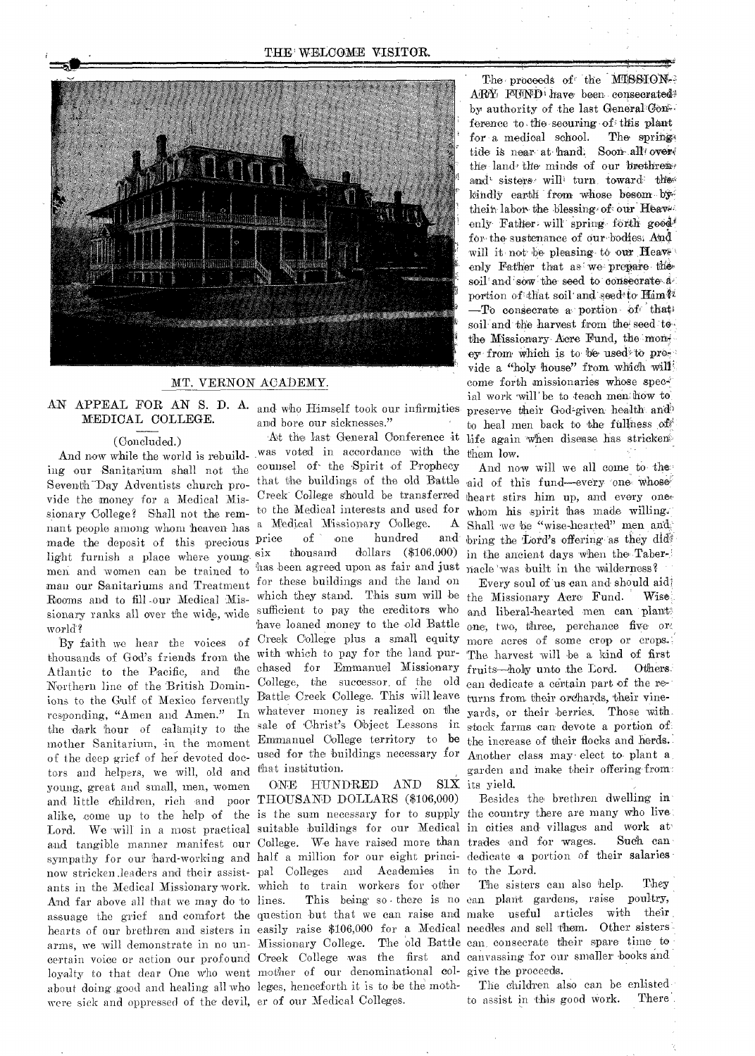MT. VERNON ACADEMY.

## AN APPEAL FOR AN S. D. A. MEDICAL COLLEGE.

(Concluded.)

And now while the world is rebuilding our Sanitarium shall not the Seventh-Day Adventists church provide the money for a Medical Missionary College? Shall not the remnant people among whom heaven has made the deposit of this precious light furnish a place where young men and women can be trained to man our Sanitariums and Treatment Rooms and to fill our Medical Missionary ranks all over the wide, wide world?

By faith we hear the voices of thousands of God's friends from the Atlantic to the Pacific, and the Northern line of the British Dominions to the Gulf of Mexico fervently responding, "Amen and Amen." In the dark hour of calamity to the mother Sanitarium, in the moment of the deep grief of her devoted doctors and helpers, we will, old and young, great and small, men, women and little children, rich and poor alike, come up to the help of the Lord. We will in a most practical and tangible manner manifest our sympathy for our hard-working and now stricken leaders and their assistants in the Medical Missionary work. And far above all that we may do to assuage the grief and comfort the hearts of our brethren and sisters in arms, we will demonstrate in no uncertain voice or action our profound loyalty to that dear One who went about doing good and healing all who were sick and oppressed of the devil, and who Himself took our infirmities and bore our sicknesses."

At the last General Conference it was voted in accordance with the counsel of the Spirit of Prophecy that the buildings of the old Battle Creek College should be transferred to the Medical interests and used for a Medical Missionary College. A price of one hundred and six thousand dollars ($106,000) has been agreed upon as fair and just for these buildings and the land on which they stand. This sum will be sufficient to pay the creditors who have loaned money to the old Battle Creek College plus a small equity with which to pay for the land purchased for Emmanuel Missionary College, the successor of the old Battle Creek College. This will leave whatever money is realized on the sale of Christ's Object Lessons in Emmanuel College territory to be used for the buildings necessary for that institution.

ONE HUNDRED AND SIX THOUSAND DOLLARS ($106,000) is the sum necessary for to supply suitable buildings for our Medical College. We have raised more than half a million for our eight principal Colleges and Academies in which to train workers for other lines. This being so there is no question but that we can raise and easily raise $106,000 for a Medical Missionary College. The old Battle Creek College was the first and mother of our denominational colleges, henceforth it is to be the mother of our Medical Colleges.

The proceeds of the MISSIONARY FUND have been consecrated by authority of the last General Conference to the securing of this plant for a medical school. The springtide is near at hand. Soon all over the land the minds of our brethren and sisters will turn toward the kindly earth from whose bosom by their labor the blessing of our Heavenly Father will spring forth good for the sustenance of our bodies. And will it not be pleasing to our Heavenly Father that as we prepare the soil and sow the seed to consecrate a portion of that soil and seed to Him?—To consecrate a portion of that soil and the harvest from the seed to the Missionary Acre Fund, the money from which is to be used to provide a "holy house" from which will come forth missionaries whose special work will be to teach men how to preserve their God-given health and to heal men back to the fullness of life again when disease has stricken them low.

And now will we all come to the aid of this fund—every one whose heart stirs him up, and every one whom his spirit has made willing. Shall we be "wise-hearted" men and bring the Lord's offering as they did in the ancient days when the Tabernacle was built in the wilderness?

Every soul of us can and should aid the Missionary Acre Fund. Wise and liberal-hearted men can plant one, two, three, perchance five or more acres of some crop or crops. The harvest will be a kind of first fruits—holy unto the Lord. Others can dedicate a certain part of the returns from their orchards, their vineyards, or their berries. Those with stock farms can devote a portion of the increase of their flocks and herds. Another class may elect to plant a garden and make their offering from its yield.

Besides the brethren dwelling in the country there are many who live in cities and villages and work at trades and for wages. Such can dedicate a portion of their salaries to the Lord.

The sisters can also help. They can plant gardens, raise poultry, make useful articles with their needles and sell them. Other sisters can consecrate their spare time to canvassing for our smaller books and give the proceeds.

The children also can be enlisted to assist in this good work. There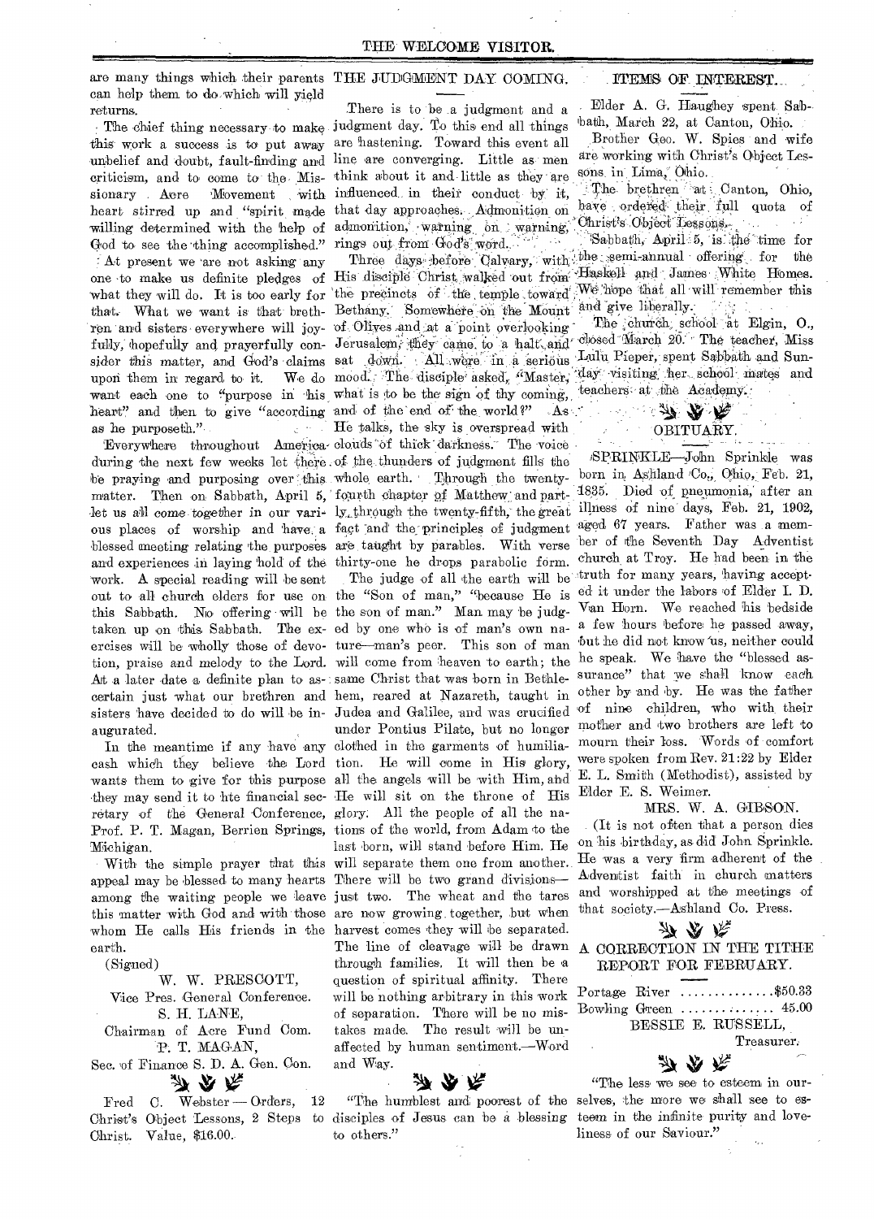are many things which their parents can help them to do which will yield returns.

The chief thing necessary to make this work a success is to put away unbelief and doubt, fault-finding and criticism, and to come to the Missionary Acre Movement with heart stirred up and "spirit made willing determined with the help of God to see the thing accomplished."

At present we are not asking any one to make us definite pledges of what they will do. It is too early for that. What we want is that brethren and sisters everywhere will joyfully, hopefully and prayerfully consider this matter, and God's claims upon them in regard to it. We do want each one to "purpose in his heart" and then to give "according as he purposeth."

Everywhere throughout America during the next few weeks let there be praying and purposing over this matter. Then on Sabbath, April 5, let us all come together in our various places of worship and have a blessed meeting relating the purposes and experiences in laying hold of the work. A special reading will be sent out to all church elders for use on this Sabbath. No offering will be taken up on this Sabbath. The exercises will be wholly those of devotion, praise and melody to the Lord. At a later date a definite plan to ascertain just what our brethren and sisters have decided to do will be inaugurated.

In the meantime if any have any cash which they believe the Lord wants them to give for this purpose they may send it to hte financial secretary of the General Conference, Prof. P. T. Magan, Berrien Springs, Michigan.

With the simple prayer that this appeal may be blessed to many hearts among the waiting people we leave this matter with God and with those whom He calls His friends in the earth.

(Signed)

W. W. PRESCOTT,
Vice Pres. General Conference.
S. H. LANE,
Chairman of Acre Fund Com.
P. T. MAGAN,
Sec. of Finance S. D. A. Gen. Con.

Fred C. Webster — Orders, 12 Christ's Object Lessons, 2 Steps to Christ. Value, $16.00.

## THE JUDGMENT DAY COMING.

There is to be a judgment and a judgment day. To this end all things are hastening. Toward this event all line are converging. Little as men think about it and little as they are influenced in their conduct by it, that day approaches. Admonition on admonition, warning on warning, rings out from God's word.

Three days before Calvary, with His disciple Christ walked out from the precincts of the temple toward Bethany. Somewhere on the Mount of Olives and at a point overlooking Jerusalem, they came to a halt and sat down. All were in a serious mood. The disciple asked, "Master, what is to be the sign of thy coming, and of the end of the world?" As He talks, the sky is overspread with clouds of thick darkness. The voice of the thunders of judgment fills the whole earth. Through the twenty-fourth chapter of Matthew and partly through the twenty-fifth, the great fact and the principles of judgment are taught by parables. With verse thirty-one he drops parabolic form.

The judge of all the earth will be the "Son of man," "because He is the son of man." Man may be judged by one who is of man's own nature—man's peer. This son of man will come from heaven to earth; the same Christ that was born in Bethlehem, reared at Nazareth, taught in Judea and Galilee, and was crucified under Pontius Pilate, but no longer clothed in the garments of humiliation. He will come in His glory, all the angels will be with Him, and He will sit on the throne of His glory. All the people of all the nations of the world, from Adam to the last born, will stand before Him. He will separate them one from another. There will be two grand divisions—just two. The wheat and the tares are now growing together, but when harvest comes they will be separated. The line of cleavage will be drawn through families. It will then be a question of spiritual affinity. There will be nothing arbitrary in this work of separation. There will be no mistakes made. The result will be unaffected by human sentiment.—Word and Way.

"The humblest and poorest of the disciples of Jesus can be a blessing to others."

## ITEMS OF INTEREST.

Elder A. G. Haughey spent Sabbath, March 22, at Canton, Ohio.

Brother Geo. W. Spies and wife are working with Christ's Object Lessons in Lima, Ohio.

The brethren at Canton, Ohio, have ordered their full quota of Christ's Object Lessons.

Sabbath, April 5, is the time for the semi-annual offering for the Haskell and James White Homes. We hope that all will remember this and give liberally.

The church school at Elgin, O., closed March 20. The teacher, Miss Lulu Pieper, spent Sabbath and Sunday visiting her school mates and teachers at the Academy.

## OBITUARY.

SPRINKLE—John Sprinkle was born in Ashland Co., Ohio, Feb. 21, 1835. Died of pneumonia, after an illness of nine days, Feb. 21, 1902, aged 67 years. Father was a member of the Seventh Day Adventist church at Troy. He had been in the truth for many years, having accepted it under the labors of Elder I. D. Van Horn. We reached his bedside a few hours before he passed away, but he did not know us, neither could he speak. We have the "blessed assurance" that we shall know each other by and by. He was the father of nine children, who with their mother and two brothers are left to mourn their loss. Words of comfort were spoken from Rev. 21:22 by Elder E. L. Smith (Methodist), assisted by Elder E. S. Weimer.

MRS. W. A. GIBSON.

(It is not often that a person dies on his birthday, as did John Sprinkle. He was a very firm adherent of the Adventist faith in church matters and worshipped at the meetings of that society.—Ashland Co. Press.

## A CORRECTION IN THE TITHE REPORT FOR FEBRUARY.

| | |
|---|---|
| Portage River | $50.33 |
| Bowling Green | 45.00 |

BESSIE E. RUSSELL,
Treasurer.

"The less we see to esteem in ourselves, the more we shall see to esteem in the infinite purity and loveliness of our Saviour."